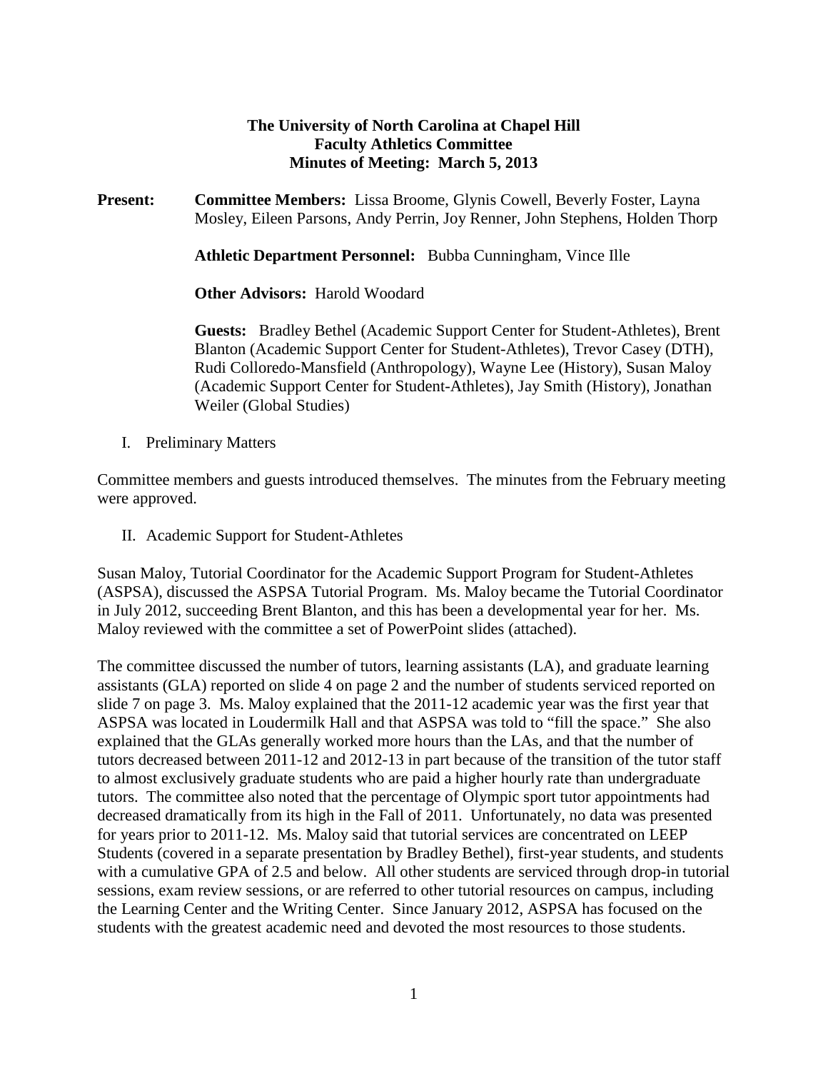**The University of North Carolina at Chapel Hill**
**Faculty Athletics Committee**
**Minutes of Meeting: March 5, 2013**

**Present:** **Committee Members:** Lissa Broome, Glynis Cowell, Beverly Foster, Layna Mosley, Eileen Parsons, Andy Perrin, Joy Renner, John Stephens, Holden Thorp

**Athletic Department Personnel:** Bubba Cunningham, Vince Ille

**Other Advisors:** Harold Woodard

**Guests:** Bradley Bethel (Academic Support Center for Student-Athletes), Brent Blanton (Academic Support Center for Student-Athletes), Trevor Casey (DTH), Rudi Colloredo-Mansfield (Anthropology), Wayne Lee (History), Susan Maloy (Academic Support Center for Student-Athletes), Jay Smith (History), Jonathan Weiler (Global Studies)

I. Preliminary Matters

Committee members and guests introduced themselves. The minutes from the February meeting were approved.

II. Academic Support for Student-Athletes

Susan Maloy, Tutorial Coordinator for the Academic Support Program for Student-Athletes (ASPSA), discussed the ASPSA Tutorial Program. Ms. Maloy became the Tutorial Coordinator in July 2012, succeeding Brent Blanton, and this has been a developmental year for her. Ms. Maloy reviewed with the committee a set of PowerPoint slides (attached).

The committee discussed the number of tutors, learning assistants (LA), and graduate learning assistants (GLA) reported on slide 4 on page 2 and the number of students serviced reported on slide 7 on page 3. Ms. Maloy explained that the 2011-12 academic year was the first year that ASPSA was located in Loudermilk Hall and that ASPSA was told to "fill the space." She also explained that the GLAs generally worked more hours than the LAs, and that the number of tutors decreased between 2011-12 and 2012-13 in part because of the transition of the tutor staff to almost exclusively graduate students who are paid a higher hourly rate than undergraduate tutors. The committee also noted that the percentage of Olympic sport tutor appointments had decreased dramatically from its high in the Fall of 2011. Unfortunately, no data was presented for years prior to 2011-12. Ms. Maloy said that tutorial services are concentrated on LEEP Students (covered in a separate presentation by Bradley Bethel), first-year students, and students with a cumulative GPA of 2.5 and below. All other students are serviced through drop-in tutorial sessions, exam review sessions, or are referred to other tutorial resources on campus, including the Learning Center and the Writing Center. Since January 2012, ASPSA has focused on the students with the greatest academic need and devoted the most resources to those students.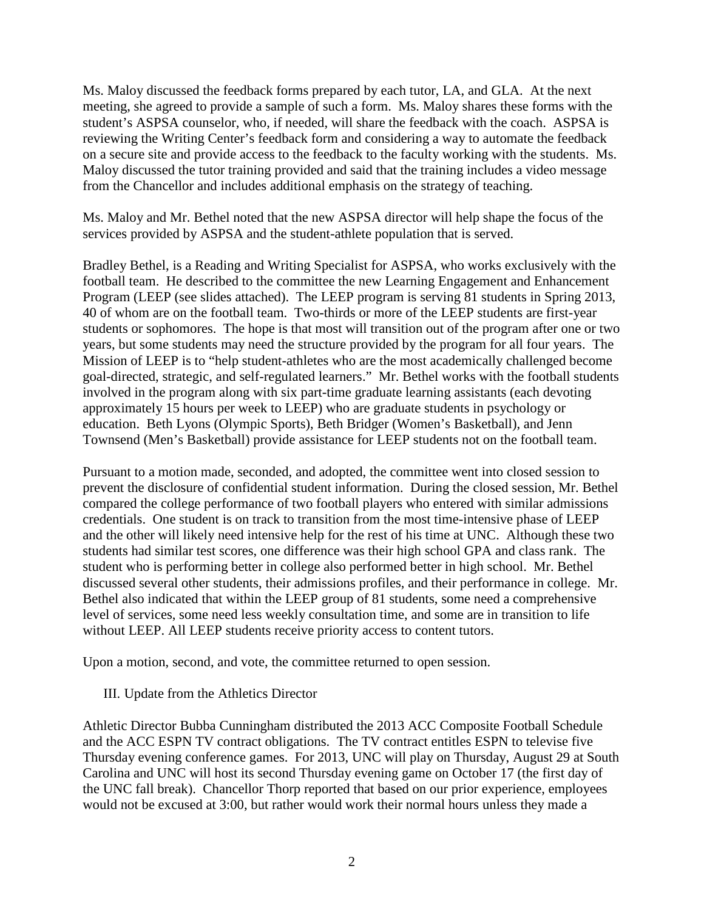Ms. Maloy discussed the feedback forms prepared by each tutor, LA, and GLA. At the next meeting, she agreed to provide a sample of such a form. Ms. Maloy shares these forms with the student's ASPSA counselor, who, if needed, will share the feedback with the coach. ASPSA is reviewing the Writing Center's feedback form and considering a way to automate the feedback on a secure site and provide access to the feedback to the faculty working with the students. Ms. Maloy discussed the tutor training provided and said that the training includes a video message from the Chancellor and includes additional emphasis on the strategy of teaching.

Ms. Maloy and Mr. Bethel noted that the new ASPSA director will help shape the focus of the services provided by ASPSA and the student-athlete population that is served.

Bradley Bethel, is a Reading and Writing Specialist for ASPSA, who works exclusively with the football team. He described to the committee the new Learning Engagement and Enhancement Program (LEEP (see slides attached). The LEEP program is serving 81 students in Spring 2013, 40 of whom are on the football team. Two-thirds or more of the LEEP students are first-year students or sophomores. The hope is that most will transition out of the program after one or two years, but some students may need the structure provided by the program for all four years. The Mission of LEEP is to "help student-athletes who are the most academically challenged become goal-directed, strategic, and self-regulated learners." Mr. Bethel works with the football students involved in the program along with six part-time graduate learning assistants (each devoting approximately 15 hours per week to LEEP) who are graduate students in psychology or education. Beth Lyons (Olympic Sports), Beth Bridger (Women's Basketball), and Jenn Townsend (Men's Basketball) provide assistance for LEEP students not on the football team.

Pursuant to a motion made, seconded, and adopted, the committee went into closed session to prevent the disclosure of confidential student information. During the closed session, Mr. Bethel compared the college performance of two football players who entered with similar admissions credentials. One student is on track to transition from the most time-intensive phase of LEEP and the other will likely need intensive help for the rest of his time at UNC. Although these two students had similar test scores, one difference was their high school GPA and class rank. The student who is performing better in college also performed better in high school. Mr. Bethel discussed several other students, their admissions profiles, and their performance in college. Mr. Bethel also indicated that within the LEEP group of 81 students, some need a comprehensive level of services, some need less weekly consultation time, and some are in transition to life without LEEP. All LEEP students receive priority access to content tutors.

Upon a motion, second, and vote, the committee returned to open session.

III. Update from the Athletics Director

Athletic Director Bubba Cunningham distributed the 2013 ACC Composite Football Schedule and the ACC ESPN TV contract obligations. The TV contract entitles ESPN to televise five Thursday evening conference games. For 2013, UNC will play on Thursday, August 29 at South Carolina and UNC will host its second Thursday evening game on October 17 (the first day of the UNC fall break). Chancellor Thorp reported that based on our prior experience, employees would not be excused at 3:00, but rather would work their normal hours unless they made a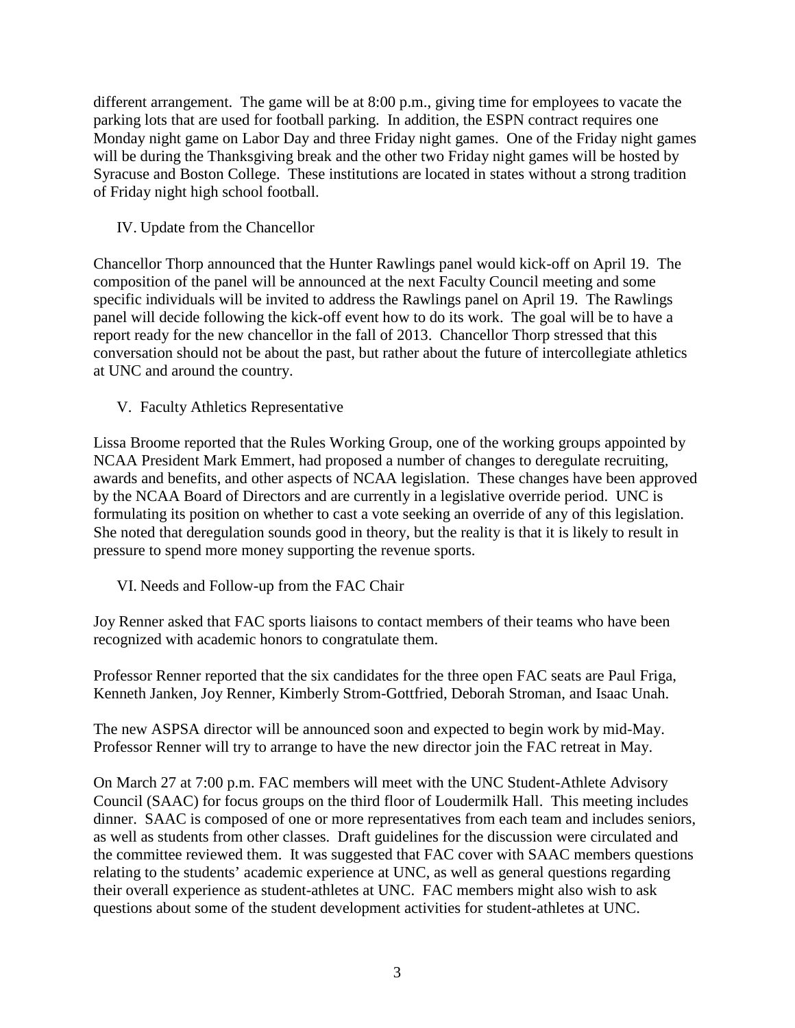different arrangement. The game will be at 8:00 p.m., giving time for employees to vacate the parking lots that are used for football parking. In addition, the ESPN contract requires one Monday night game on Labor Day and three Friday night games. One of the Friday night games will be during the Thanksgiving break and the other two Friday night games will be hosted by Syracuse and Boston College. These institutions are located in states without a strong tradition of Friday night high school football.

## IV. Update from the Chancellor

Chancellor Thorp announced that the Hunter Rawlings panel would kick-off on April 19. The composition of the panel will be announced at the next Faculty Council meeting and some specific individuals will be invited to address the Rawlings panel on April 19. The Rawlings panel will decide following the kick-off event how to do its work. The goal will be to have a report ready for the new chancellor in the fall of 2013. Chancellor Thorp stressed that this conversation should not be about the past, but rather about the future of intercollegiate athletics at UNC and around the country.

## V. Faculty Athletics Representative

Lissa Broome reported that the Rules Working Group, one of the working groups appointed by NCAA President Mark Emmert, had proposed a number of changes to deregulate recruiting, awards and benefits, and other aspects of NCAA legislation. These changes have been approved by the NCAA Board of Directors and are currently in a legislative override period. UNC is formulating its position on whether to cast a vote seeking an override of any of this legislation. She noted that deregulation sounds good in theory, but the reality is that it is likely to result in pressure to spend more money supporting the revenue sports.

## VI. Needs and Follow-up from the FAC Chair

Joy Renner asked that FAC sports liaisons to contact members of their teams who have been recognized with academic honors to congratulate them.

Professor Renner reported that the six candidates for the three open FAC seats are Paul Friga, Kenneth Janken, Joy Renner, Kimberly Strom-Gottfried, Deborah Stroman, and Isaac Unah.

The new ASPSA director will be announced soon and expected to begin work by mid-May. Professor Renner will try to arrange to have the new director join the FAC retreat in May.

On March 27 at 7:00 p.m. FAC members will meet with the UNC Student-Athlete Advisory Council (SAAC) for focus groups on the third floor of Loudermilk Hall. This meeting includes dinner. SAAC is composed of one or more representatives from each team and includes seniors, as well as students from other classes. Draft guidelines for the discussion were circulated and the committee reviewed them. It was suggested that FAC cover with SAAC members questions relating to the students' academic experience at UNC, as well as general questions regarding their overall experience as student-athletes at UNC. FAC members might also wish to ask questions about some of the student development activities for student-athletes at UNC.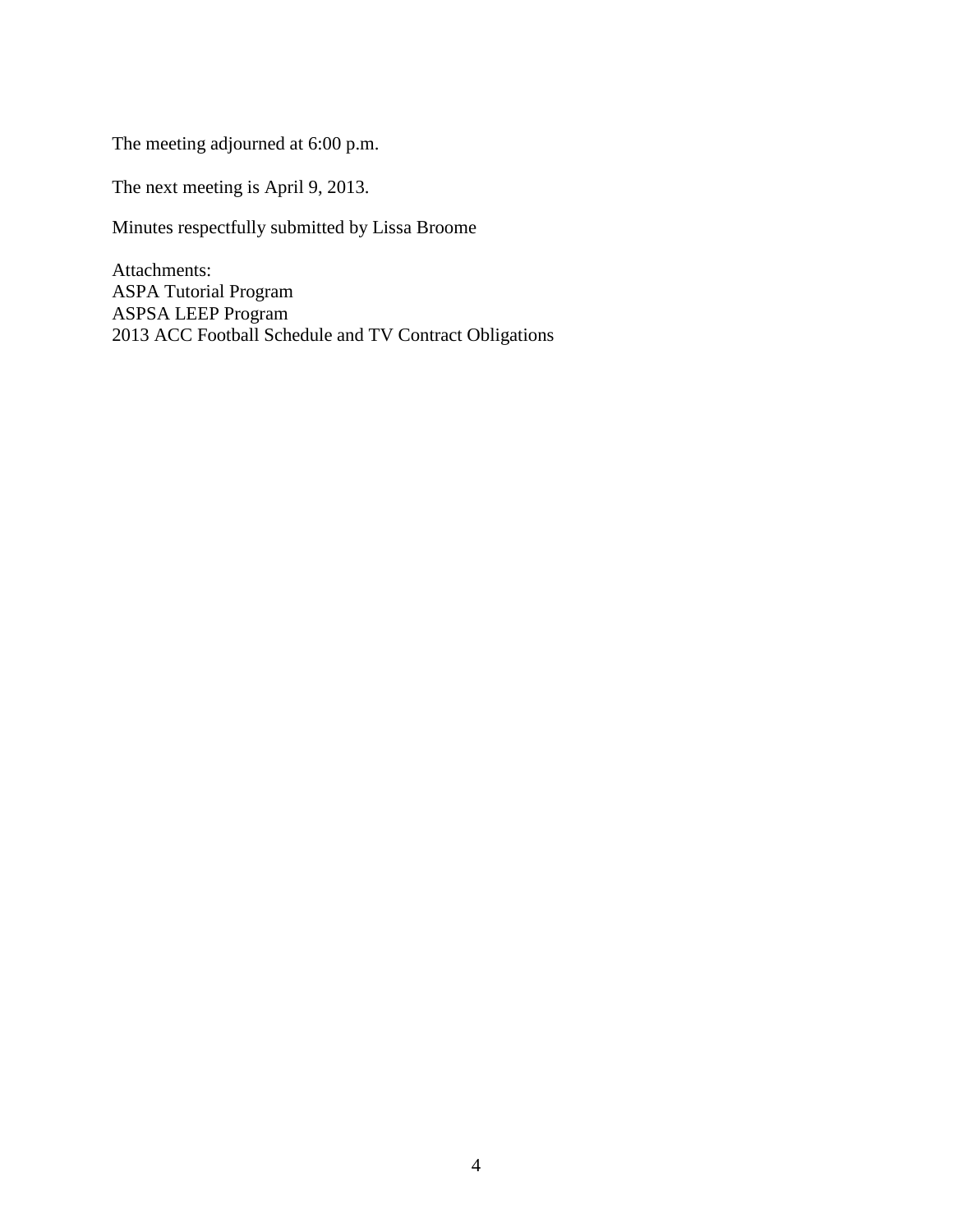The meeting adjourned at 6:00 p.m.

The next meeting is April 9, 2013.

Minutes respectfully submitted by Lissa Broome

Attachments:
ASPA Tutorial Program
ASPSA LEEP Program
2013 ACC Football Schedule and TV Contract Obligations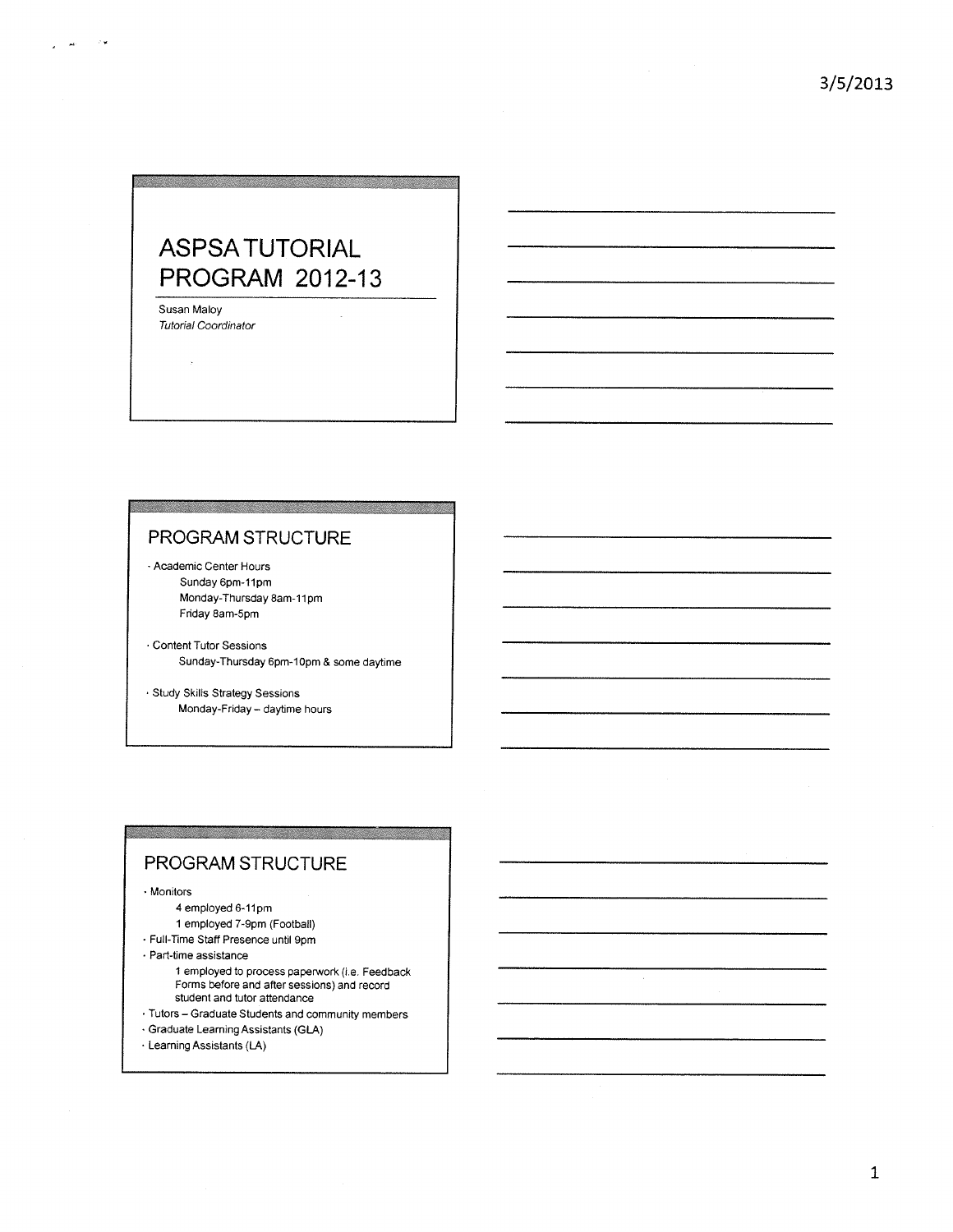# ASPSA TUTORIAL PROGRAM 2012-13

Susan Maloy
*Tutorial Coordinator*

## PROGRAM STRUCTURE

- Academic Center Hours
  - Sunday 6pm-11pm
  - Monday-Thursday 8am-11pm
  - Friday 8am-5pm
- Content Tutor Sessions
  - Sunday-Thursday 6pm-10pm & some daytime
- Study Skills Strategy Sessions
  - Monday-Friday – daytime hours

## PROGRAM STRUCTURE

- Monitors
  - 4 employed 6-11pm
  - 1 employed 7-9pm (Football)
- Full-Time Staff Presence until 9pm
- Part-time assistance
  - 1 employed to process paperwork (i.e. Feedback Forms before and after sessions) and record student and tutor attendance
- Tutors – Graduate Students and community members
- Graduate Learning Assistants (GLA)
- Learning Assistants (LA)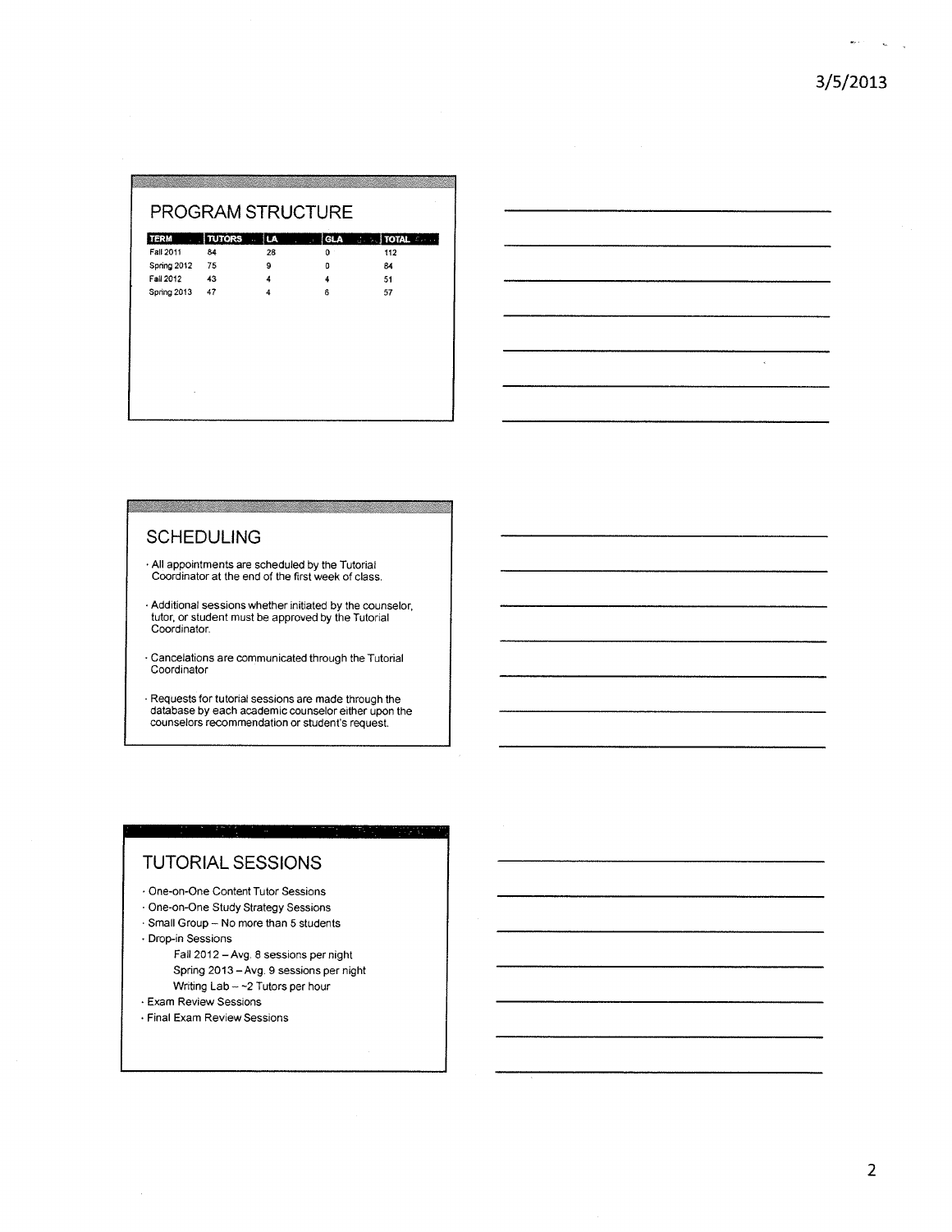## PROGRAM STRUCTURE

| TERM | TUTORS | LA | GLA | TOTAL |
|---|---|---|---|---|
| Fall 2011 | 84 | 28 | 0 | 112 |
| Spring 2012 | 75 | 9 | 0 | 84 |
| Fall 2012 | 43 | 4 | 4 | 51 |
| Spring 2013 | 47 | 4 | 6 | 57 |

## SCHEDULING

- All appointments are scheduled by the Tutorial Coordinator at the end of the first week of class.
- Additional sessions whether initiated by the counselor, tutor, or student must be approved by the Tutorial Coordinator.
- Cancelations are communicated through the Tutorial Coordinator
- Requests for tutorial sessions are made through the database by each academic counselor either upon the counselors recommendation or student's request.

## TUTORIAL SESSIONS

- One-on-One Content Tutor Sessions
- One-on-One Study Strategy Sessions
- Small Group – No more than 5 students
- Drop-in Sessions
  - Fall 2012 – Avg. 8 sessions per night
  - Spring 2013 – Avg. 9 sessions per night
  - Writing Lab – ~2 Tutors per hour
- Exam Review Sessions
- Final Exam Review Sessions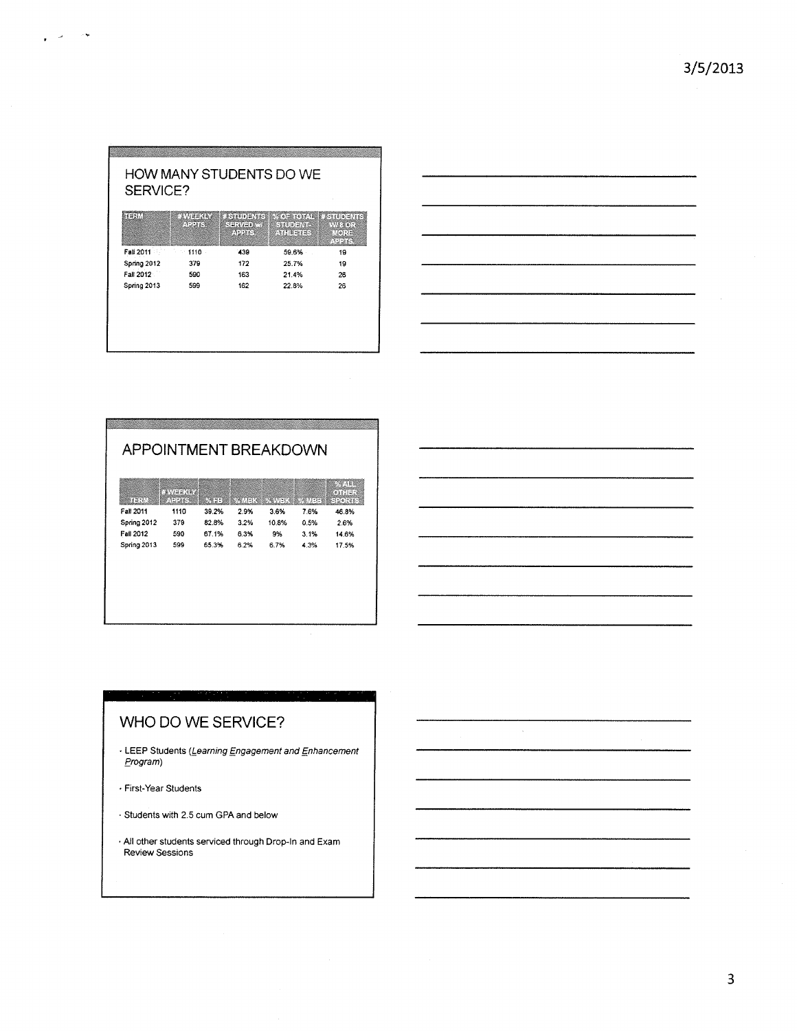## HOW MANY STUDENTS DO WE SERVICE?

| TERM | # WEEKLY APPTS. | # STUDENTS SERVED w/ APPTS. | % OF TOTAL STUDENT-ATHLETES | # STUDENTS W/ 8 OR MORE APPTS. |
|---|---|---|---|---|
| Fall 2011 | 1110 | 439 | 59.6% | 19 |
| Spring 2012 | 379 | 172 | 25.7% | 19 |
| Fall 2012 | 590 | 163 | 21.4% | 26 |
| Spring 2013 | 599 | 162 | 22.8% | 26 |

## APPOINTMENT BREAKDOWN

| TERM | # WEEKLY APPTS. | % FB | % MBK | % WBK | % MBB | % ALL OTHER SPORTS |
|---|---|---|---|---|---|---|
| Fall 2011 | 1110 | 39.2% | 2.9% | 3.6% | 7.6% | 46.8% |
| Spring 2012 | 379 | 82.8% | 3.2% | 10.8% | 0.5% | 2.6% |
| Fall 2012 | 590 | 67.1% | 6.3% | 9% | 3.1% | 14.6% |
| Spring 2013 | 599 | 65.3% | 6.2% | 6.7% | 4.3% | 17.5% |

## WHO DO WE SERVICE?

- LEEP Students (*Learning Engagement and Enhancement Program*)
- First-Year Students
- Students with 2.5 cum GPA and below
- All other students serviced through Drop-In and Exam Review Sessions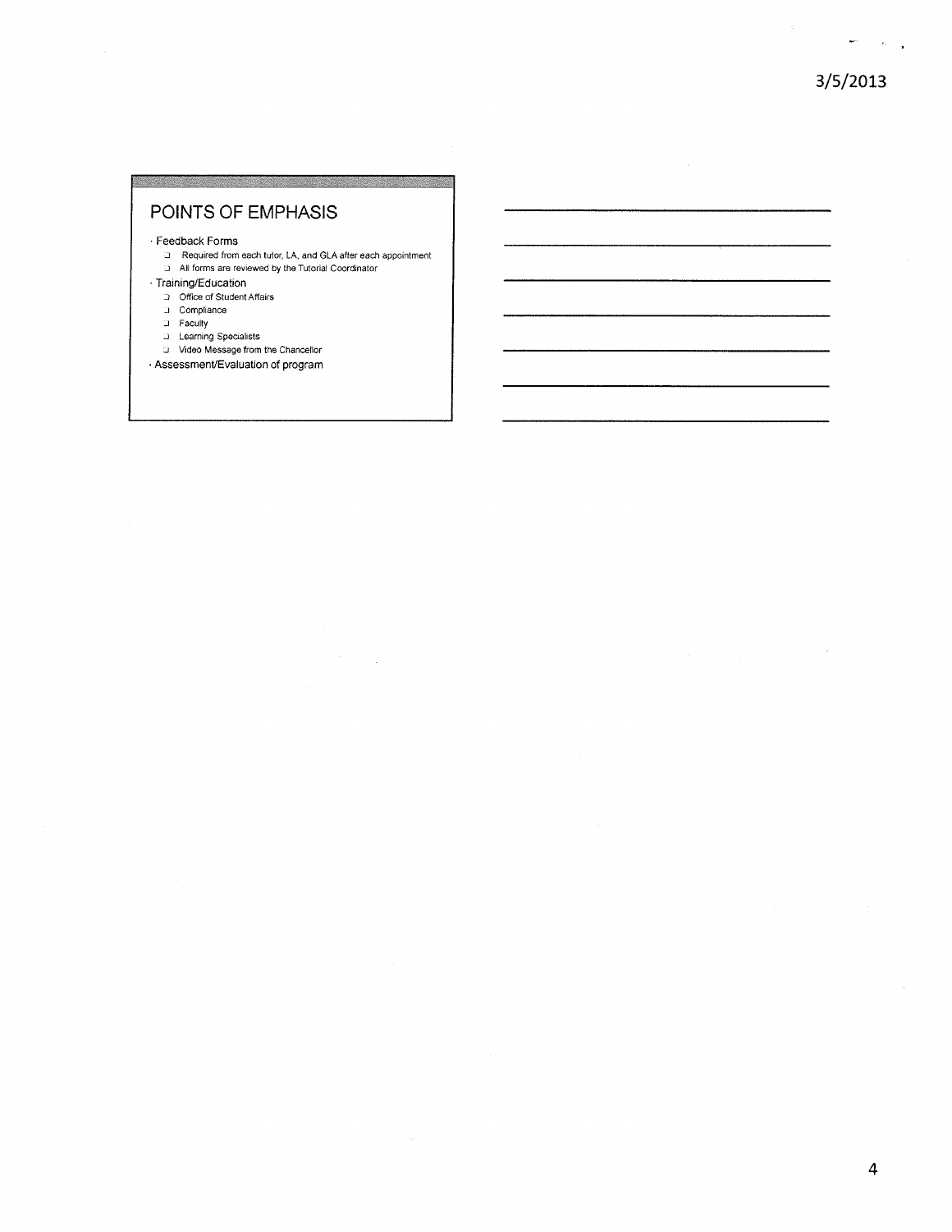## POINTS OF EMPHASIS

- Feedback Forms
  - Required from each tutor, LA, and GLA after each appointment
  - All forms are reviewed by the Tutorial Coordinator
- Training/Education
  - Office of Student Affairs
  - Compliance
  - Faculty
  - Learning Specialists
  - Video Message from the Chancellor
- Assessment/Evaluation of program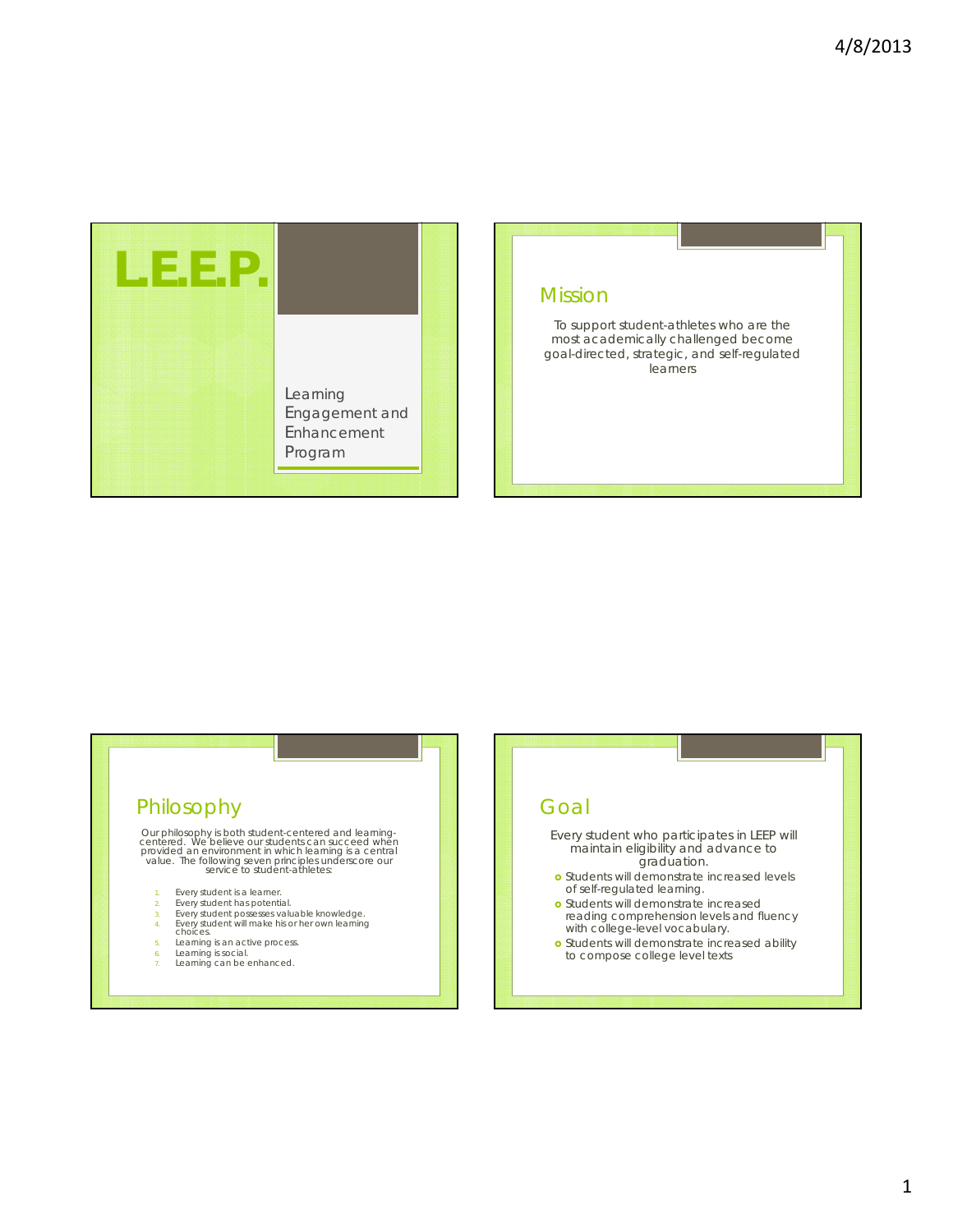# L.E.E.P.

Learning Engagement and Enhancement Program

## Mission

To support student-athletes who are the most academically challenged become goal-directed, strategic, and self-regulated learners

## Philosophy

Our philosophy is both student-centered and learning-centered. We believe our students can succeed when provided an environment in which learning is a central value. The following seven principles underscore our service to student-athletes:

1. Every student is a learner.
2. Every student has potential.
3. Every student possesses valuable knowledge.
4. Every student will make his or her own learning choices.
5. Learning is an active process.
6. Learning is social.
7. Learning can be enhanced.

## Goal

Every student who participates in LEEP will maintain eligibility and advance to graduation.

- Students will demonstrate increased levels of self-regulated learning.
- Students will demonstrate increased reading comprehension levels and fluency with college-level vocabulary.
- Students will demonstrate increased ability to compose college level texts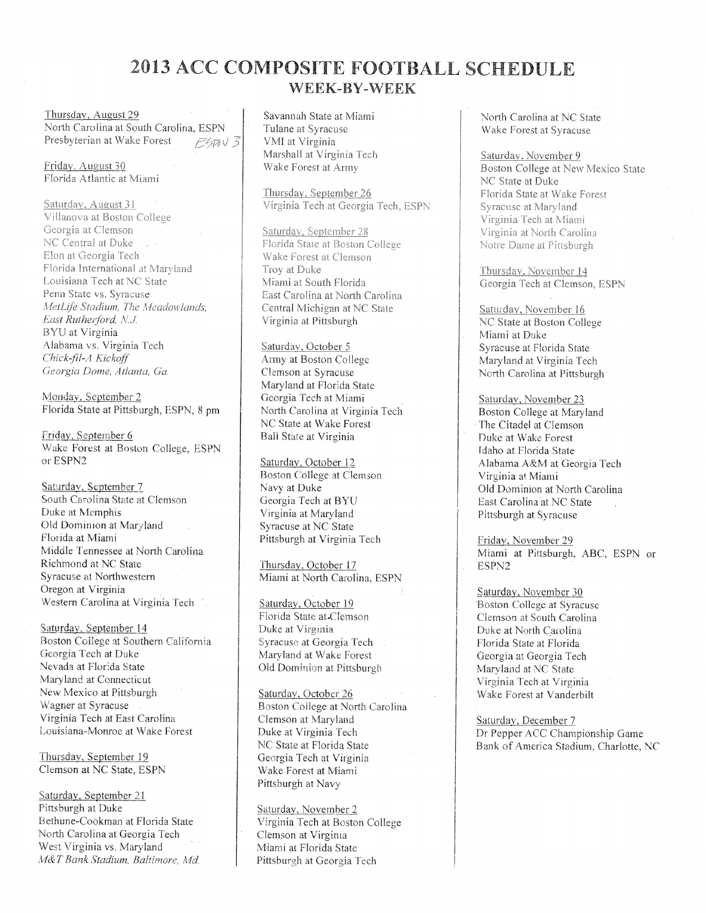# 2013 ACC COMPOSITE FOOTBALL SCHEDULE

## WEEK-BY-WEEK

Thursday, August 29
North Carolina at South Carolina, ESPN
Presbyterian at Wake Forest ESPN 3

Friday, August 30
Florida Atlantic at Miami

Saturday, August 31
Villanova at Boston College
Georgia at Clemson
NC Central at Duke
Elon at Georgia Tech
Florida International at Maryland
Louisiana Tech at NC State
Penn State vs. Syracuse
*MetLife Stadium, The Meadowlands, East Rutherford, N.J.*
BYU at Virginia
Alabama vs. Virginia Tech
*Chick-fil-A Kickoff*
*Georgia Dome, Atlanta, Ga.*

Monday, September 2
Florida State at Pittsburgh, ESPN, 8 pm

Friday, September 6
Wake Forest at Boston College, ESPN or ESPN2

Saturday, September 7
South Carolina State at Clemson
Duke at Memphis
Old Dominion at Maryland
Florida at Miami
Middle Tennessee at North Carolina
Richmond at NC State
Syracuse at Northwestern
Oregon at Virginia
Western Carolina at Virginia Tech

Saturday, September 14
Boston College at Southern California
Georgia Tech at Duke
Nevada at Florida State
Maryland at Connecticut
New Mexico at Pittsburgh
Wagner at Syracuse
Virginia Tech at East Carolina
Louisiana-Monroe at Wake Forest

Thursday, September 19
Clemson at NC State, ESPN

Saturday, September 21
Pittsburgh at Duke
Bethune-Cookman at Florida State
North Carolina at Georgia Tech
West Virginia vs. Maryland
*M&T Bank Stadium, Baltimore, Md.*
Savannah State at Miami
Tulane at Syracuse
VMI at Virginia
Marshall at Virginia Tech
Wake Forest at Army

Thursday, September 26
Virginia Tech at Georgia Tech, ESPN

Saturday, September 28
Florida State at Boston College
Wake Forest at Clemson
Troy at Duke
Miami at South Florida
East Carolina at North Carolina
Central Michigan at NC State
Virginia at Pittsburgh

Saturday, October 5
Army at Boston College
Clemson at Syracuse
Maryland at Florida State
Georgia Tech at Miami
North Carolina at Virginia Tech
NC State at Wake Forest
Ball State at Virginia

Saturday, October 12
Boston College at Clemson
Navy at Duke
Georgia Tech at BYU
Virginia at Maryland
Syracuse at NC State
Pittsburgh at Virginia Tech

Thursday, October 17
Miami at North Carolina, ESPN

Saturday, October 19
Florida State at Clemson
Duke at Virginia
Syracuse at Georgia Tech
Maryland at Wake Forest
Old Dominion at Pittsburgh

Saturday, October 26
Boston College at North Carolina
Clemson at Maryland
Duke at Virginia Tech
NC State at Florida State
Georgia Tech at Virginia
Wake Forest at Miami
Pittsburgh at Navy

Saturday, November 2
Virginia Tech at Boston College
Clemson at Virginia
Miami at Florida State
Pittsburgh at Georgia Tech
North Carolina at NC State
Wake Forest at Syracuse

Saturday, November 9
Boston College at New Mexico State
NC State at Duke
Florida State at Wake Forest
Syracuse at Maryland
Virginia Tech at Miami
Virginia at North Carolina
Notre Dame at Pittsburgh

Thursday, November 14
Georgia Tech at Clemson, ESPN

Saturday, November 16
NC State at Boston College
Miami at Duke
Syracuse at Florida State
Maryland at Virginia Tech
North Carolina at Pittsburgh

Saturday, November 23
Boston College at Maryland
The Citadel at Clemson
Duke at Wake Forest
Idaho at Florida State
Alabama A&M at Georgia Tech
Virginia at Miami
Old Dominion at North Carolina
East Carolina at NC State
Pittsburgh at Syracuse

Friday, November 29
Miami at Pittsburgh, ABC, ESPN or ESPN2

Saturday, November 30
Boston College at Syracuse
Clemson at South Carolina
Duke at North Carolina
Florida State at Florida
Georgia at Georgia Tech
Maryland at NC State
Virginia Tech at Virginia
Wake Forest at Vanderbilt

Saturday, December 7
Dr Pepper ACC Championship Game
Bank of America Stadium, Charlotte, NC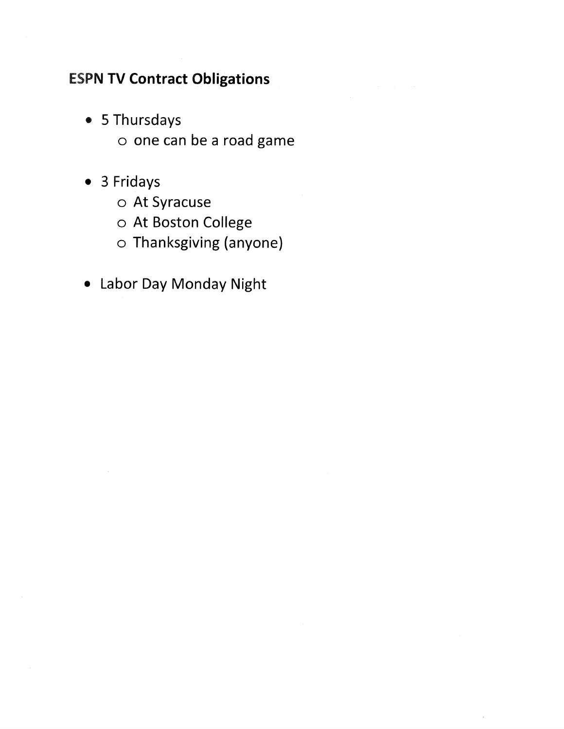**ESPN TV Contract Obligations**

- 5 Thursdays
  - one can be a road game
- 3 Fridays
  - At Syracuse
  - At Boston College
  - Thanksgiving (anyone)
- Labor Day Monday Night